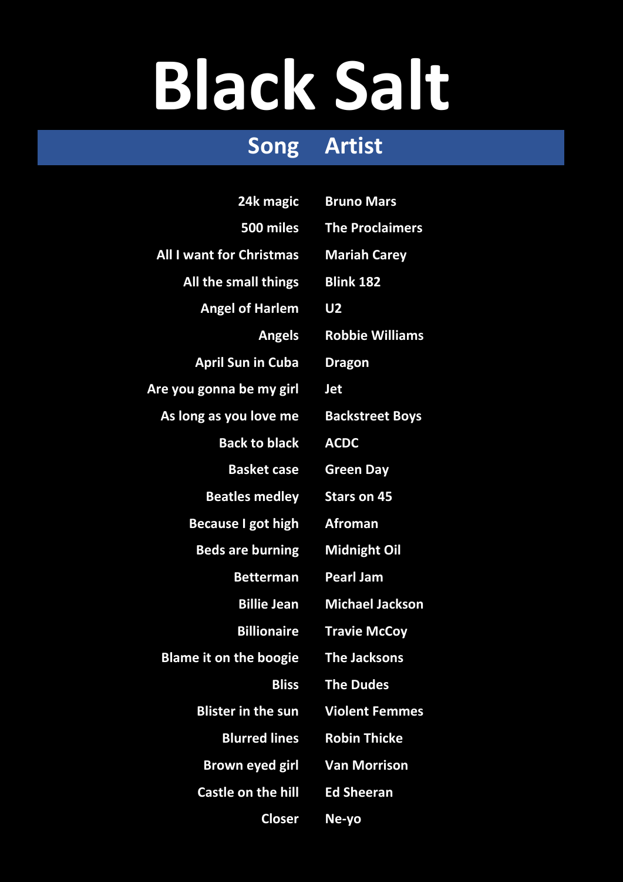# Black Salt

| Song | Artist |
| --- | --- |
| 24k magic | Bruno Mars |
| 500 miles | The Proclaimers |
| All I want for Christmas | Mariah Carey |
| All the small things | Blink 182 |
| Angel of Harlem | U2 |
| Angels | Robbie Williams |
| April Sun in Cuba | Dragon |
| Are you gonna be my girl | Jet |
| As long as you love me | Backstreet Boys |
| Back to black | ACDC |
| Basket case | Green Day |
| Beatles medley | Stars on 45 |
| Because I got high | Afroman |
| Beds are burning | Midnight Oil |
| Betterman | Pearl Jam |
| Billie Jean | Michael Jackson |
| Billionaire | Travie McCoy |
| Blame it on the boogie | The Jacksons |
| Bliss | The Dudes |
| Blister in the sun | Violent Femmes |
| Blurred lines | Robin Thicke |
| Brown eyed girl | Van Morrison |
| Castle on the hill | Ed Sheeran |
| Closer | Ne-yo |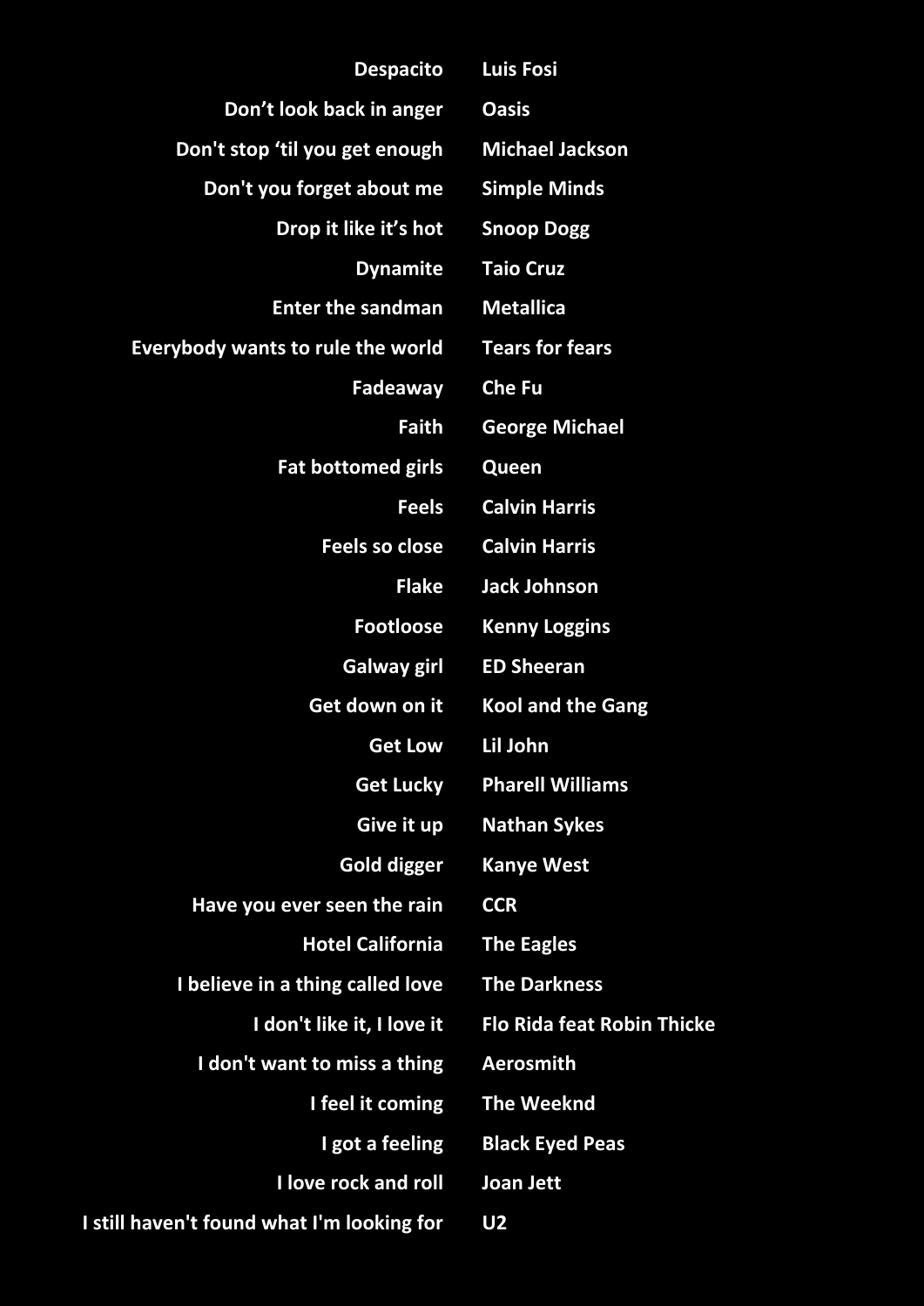| | |
|---|---|
| **Despacito** | **Luis Fosi** |
| **Don't look back in anger** | **Oasis** |
| **Don't stop 'til you get enough** | **Michael Jackson** |
| **Don't you forget about me** | **Simple Minds** |
| **Drop it like it's hot** | **Snoop Dogg** |
| **Dynamite** | **Taio Cruz** |
| **Enter the sandman** | **Metallica** |
| **Everybody wants to rule the world** | **Tears for fears** |
| **Fadeaway** | **Che Fu** |
| **Faith** | **George Michael** |
| **Fat bottomed girls** | **Queen** |
| **Feels** | **Calvin Harris** |
| **Feels so close** | **Calvin Harris** |
| **Flake** | **Jack Johnson** |
| **Footloose** | **Kenny Loggins** |
| **Galway girl** | **ED Sheeran** |
| **Get down on it** | **Kool and the Gang** |
| **Get Low** | **Lil John** |
| **Get Lucky** | **Pharell Williams** |
| **Give it up** | **Nathan Sykes** |
| **Gold digger** | **Kanye West** |
| **Have you ever seen the rain** | **CCR** |
| **Hotel California** | **The Eagles** |
| **I believe in a thing called love** | **The Darkness** |
| **I don't like it, I love it** | **Flo Rida feat Robin Thicke** |
| **I don't want to miss a thing** | **Aerosmith** |
| **I feel it coming** | **The Weeknd** |
| **I got a feeling** | **Black Eyed Peas** |
| **I love rock and roll** | **Joan Jett** |
| **I still haven't found what I'm looking for** | **U2** |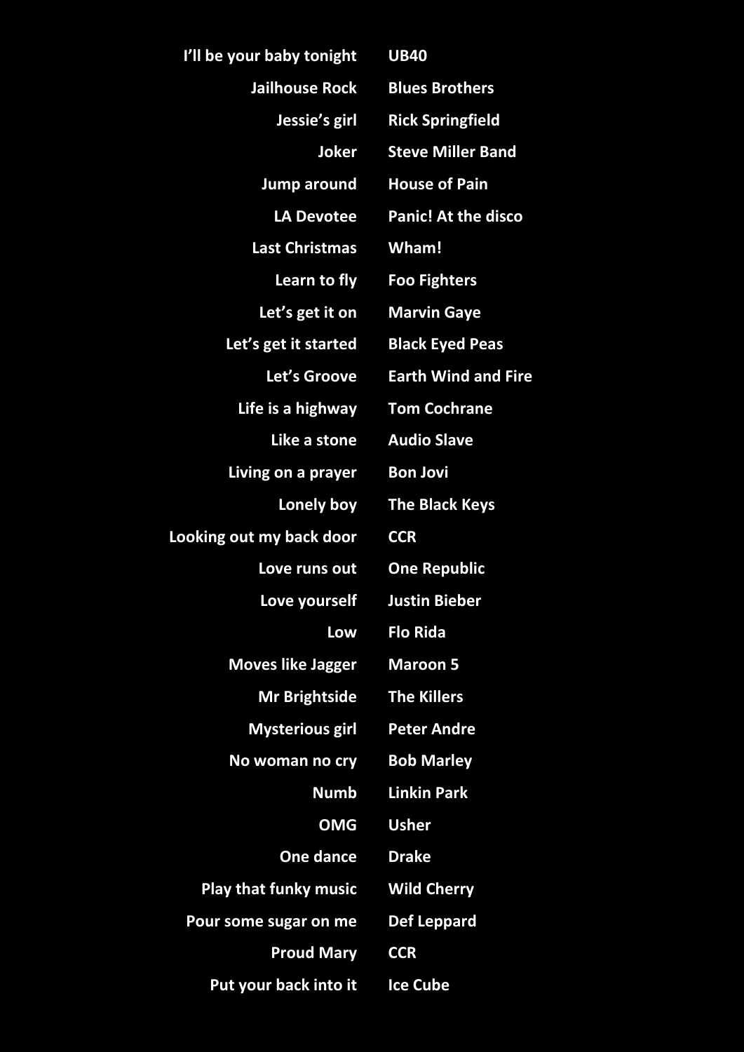| | |
|---|---|
| I'll be your baby tonight | UB40 |
| Jailhouse Rock | Blues Brothers |
| Jessie's girl | Rick Springfield |
| Joker | Steve Miller Band |
| Jump around | House of Pain |
| LA Devotee | Panic! At the disco |
| Last Christmas | Wham! |
| Learn to fly | Foo Fighters |
| Let's get it on | Marvin Gaye |
| Let's get it started | Black Eyed Peas |
| Let's Groove | Earth Wind and Fire |
| Life is a highway | Tom Cochrane |
| Like a stone | Audio Slave |
| Living on a prayer | Bon Jovi |
| Lonely boy | The Black Keys |
| Looking out my back door | CCR |
| Love runs out | One Republic |
| Love yourself | Justin Bieber |
| Low | Flo Rida |
| Moves like Jagger | Maroon 5 |
| Mr Brightside | The Killers |
| Mysterious girl | Peter Andre |
| No woman no cry | Bob Marley |
| Numb | Linkin Park |
| OMG | Usher |
| One dance | Drake |
| Play that funky music | Wild Cherry |
| Pour some sugar on me | Def Leppard |
| Proud Mary | CCR |
| Put your back into it | Ice Cube |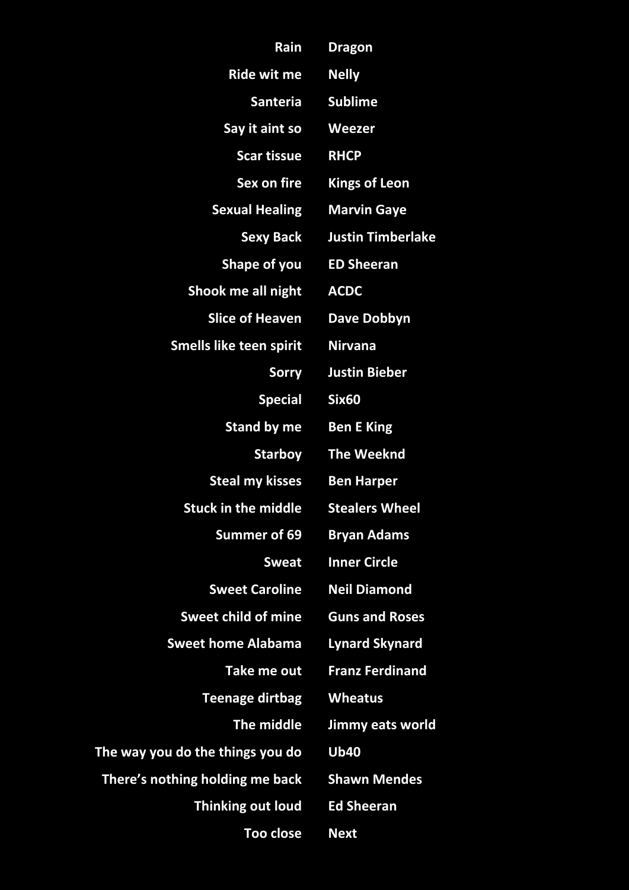| | |
|---|---|
| **Rain** | **Dragon** |
| **Ride wit me** | **Nelly** |
| **Santeria** | **Sublime** |
| **Say it aint so** | **Weezer** |
| **Scar tissue** | **RHCP** |
| **Sex on fire** | **Kings of Leon** |
| **Sexual Healing** | **Marvin Gaye** |
| **Sexy Back** | **Justin Timberlake** |
| **Shape of you** | **ED Sheeran** |
| **Shook me all night** | **ACDC** |
| **Slice of Heaven** | **Dave Dobbyn** |
| **Smells like teen spirit** | **Nirvana** |
| **Sorry** | **Justin Bieber** |
| **Special** | **Six60** |
| **Stand by me** | **Ben E King** |
| **Starboy** | **The Weeknd** |
| **Steal my kisses** | **Ben Harper** |
| **Stuck in the middle** | **Stealers Wheel** |
| **Summer of 69** | **Bryan Adams** |
| **Sweat** | **Inner Circle** |
| **Sweet Caroline** | **Neil Diamond** |
| **Sweet child of mine** | **Guns and Roses** |
| **Sweet home Alabama** | **Lynard Skynard** |
| **Take me out** | **Franz Ferdinand** |
| **Teenage dirtbag** | **Wheatus** |
| **The middle** | **Jimmy eats world** |
| **The way you do the things you do** | **Ub40** |
| **There's nothing holding me back** | **Shawn Mendes** |
| **Thinking out loud** | **Ed Sheeran** |
| **Too close** | **Next** |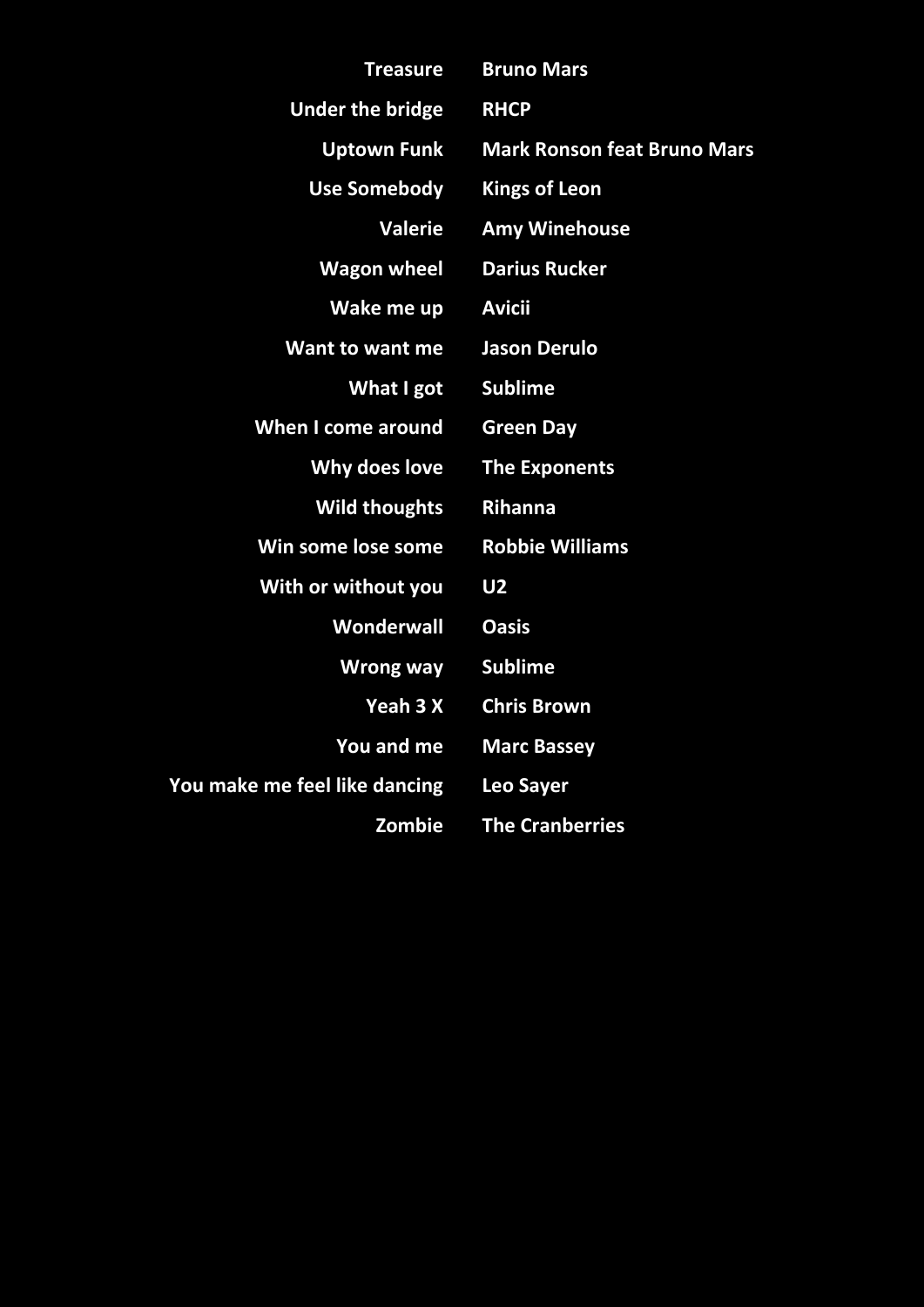| | |
|---|---|
| **Treasure** | **Bruno Mars** |
| **Under the bridge** | **RHCP** |
| **Uptown Funk** | **Mark Ronson feat Bruno Mars** |
| **Use Somebody** | **Kings of Leon** |
| **Valerie** | **Amy Winehouse** |
| **Wagon wheel** | **Darius Rucker** |
| **Wake me up** | **Avicii** |
| **Want to want me** | **Jason Derulo** |
| **What I got** | **Sublime** |
| **When I come around** | **Green Day** |
| **Why does love** | **The Exponents** |
| **Wild thoughts** | **Rihanna** |
| **Win some lose some** | **Robbie Williams** |
| **With or without you** | **U2** |
| **Wonderwall** | **Oasis** |
| **Wrong way** | **Sublime** |
| **Yeah 3 X** | **Chris Brown** |
| **You and me** | **Marc Bassey** |
| **You make me feel like dancing** | **Leo Sayer** |
| **Zombie** | **The Cranberries** |